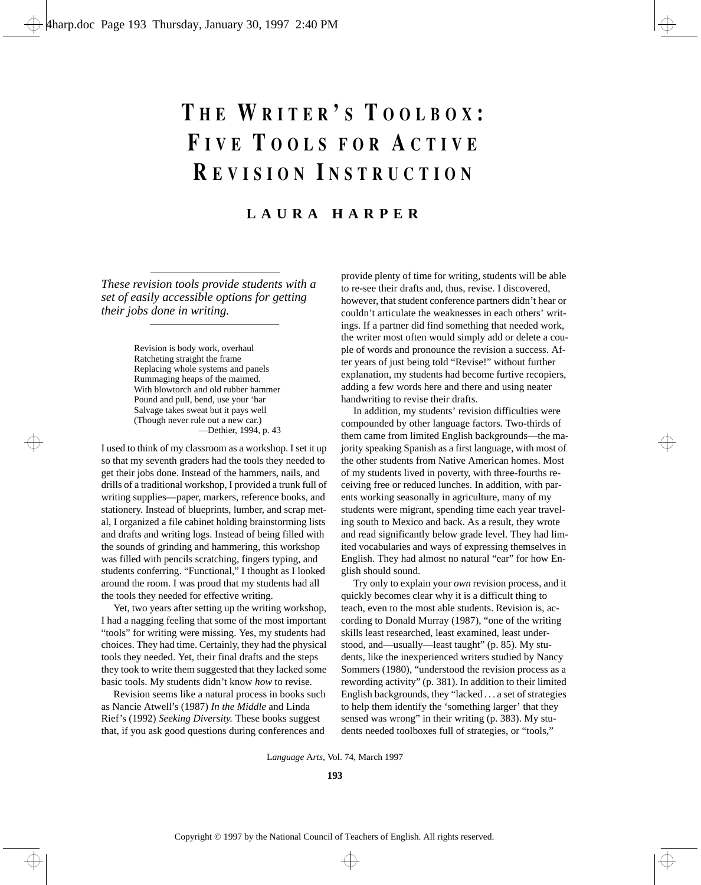# The Writer's Toolbox: Five Tools for Active Revision Instruction

**LAURA HARPER**

*These revision tools provide students with a set of easily accessible options for getting their jobs done in writing.*

> Revision is body work, overhaul
> Ratcheting straight the frame
> Replacing whole systems and panels
> Rummaging heaps of the maimed.
> With blowtorch and old rubber hammer
> Pound and pull, bend, use your 'bar
> Salvage takes sweat but it pays well
> (Though never rule out a new car.)
>
> —Dethier, 1994, p. 43

I used to think of my classroom as a workshop. I set it up so that my seventh graders had the tools they needed to get their jobs done. Instead of the hammers, nails, and drills of a traditional workshop, I provided a trunk full of writing supplies—paper, markers, reference books, and stationery. Instead of blueprints, lumber, and scrap metal, I organized a file cabinet holding brainstorming lists and drafts and writing logs. Instead of being filled with the sounds of grinding and hammering, this workshop was filled with pencils scratching, fingers typing, and students conferring. "Functional," I thought as I looked around the room. I was proud that my students had all the tools they needed for effective writing.

Yet, two years after setting up the writing workshop, I had a nagging feeling that some of the most important "tools" for writing were missing. Yes, my students had choices. They had time. Certainly, they had the physical tools they needed. Yet, their final drafts and the steps they took to write them suggested that they lacked some basic tools. My students didn't know *how* to revise.

Revision seems like a natural process in books such as Nancie Atwell's (1987) *In the Middle* and Linda Rief's (1992) *Seeking Diversity.* These books suggest that, if you ask good questions during conferences and provide plenty of time for writing, students will be able to re-see their drafts and, thus, revise. I discovered, however, that student conference partners didn't hear or couldn't articulate the weaknesses in each others' writings. If a partner did find something that needed work, the writer most often would simply add or delete a couple of words and pronounce the revision a success. After years of just being told "Revise!" without further explanation, my students had become furtive recopiers, adding a few words here and there and using neater handwriting to revise their drafts.

In addition, my students' revision difficulties were compounded by other language factors. Two-thirds of them came from limited English backgrounds—the majority speaking Spanish as a first language, with most of the other students from Native American homes. Most of my students lived in poverty, with three-fourths receiving free or reduced lunches. In addition, with parents working seasonally in agriculture, many of my students were migrant, spending time each year traveling south to Mexico and back. As a result, they wrote and read significantly below grade level. They had limited vocabularies and ways of expressing themselves in English. They had almost no natural "ear" for how English should sound.

Try only to explain your *own* revision process, and it quickly becomes clear why it is a difficult thing to teach, even to the most able students. Revision is, according to Donald Murray (1987), "one of the writing skills least researched, least examined, least understood, and—usually—least taught" (p. 85). My students, like the inexperienced writers studied by Nancy Sommers (1980), "understood the revision process as a rewording activity" (p. 381). In addition to their limited English backgrounds, they "lacked . . . a set of strategies to help them identify the 'something larger' that they sensed was wrong" in their writing (p. 383). My students needed toolboxes full of strategies, or "tools,"

Copyright © 1997 by the National Council of Teachers of English. All rights reserved.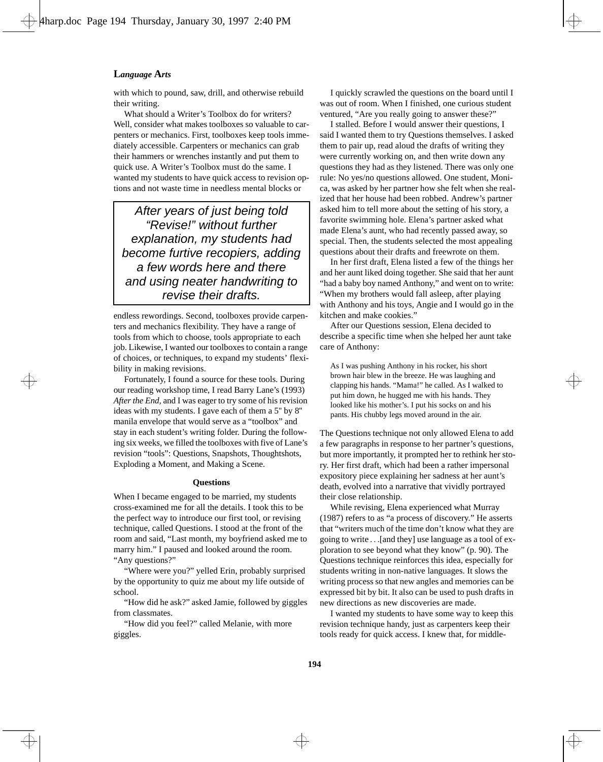with which to pound, saw, drill, and otherwise rebuild their writing.

What should a Writer's Toolbox do for writers? Well, consider what makes toolboxes so valuable to carpenters or mechanics. First, toolboxes keep tools immediately accessible. Carpenters or mechanics can grab their hammers or wrenches instantly and put them to quick use. A Writer's Toolbox must do the same. I wanted my students to have quick access to revision options and not waste time in needless mental blocks or endless rewordings. Second, toolboxes provide carpenters and mechanics flexibility. They have a range of tools from which to choose, tools appropriate to each job. Likewise, I wanted our toolboxes to contain a range of choices, or techniques, to expand my students' flexibility in making revisions.

> *After years of just being told "Revise!" without further explanation, my students had become furtive recopiers, adding a few words here and there and using neater handwriting to revise their drafts.*

Fortunately, I found a source for these tools. During our reading workshop time, I read Barry Lane's (1993) *After the End,* and I was eager to try some of his revision ideas with my students. I gave each of them a 5" by 8" manila envelope that would serve as a "toolbox" and stay in each student's writing folder. During the following six weeks, we filled the toolboxes with five of Lane's revision "tools": Questions, Snapshots, Thoughtshots, Exploding a Moment, and Making a Scene.

### Questions

When I became engaged to be married, my students cross-examined me for all the details. I took this to be the perfect way to introduce our first tool, or revising technique, called Questions. I stood at the front of the room and said, "Last month, my boyfriend asked me to marry him." I paused and looked around the room. "Any questions?"

"Where were you?" yelled Erin, probably surprised by the opportunity to quiz me about my life outside of school.

"How did he ask?" asked Jamie, followed by giggles from classmates.

"How did you feel?" called Melanie, with more giggles.

I quickly scrawled the questions on the board until I was out of room. When I finished, one curious student ventured, "Are you really going to answer these?"

I stalled. Before I would answer their questions, I said I wanted them to try Questions themselves. I asked them to pair up, read aloud the drafts of writing they were currently working on, and then write down any questions they had as they listened. There was only one rule: No yes/no questions allowed. One student, Monica, was asked by her partner how she felt when she realized that her house had been robbed. Andrew's partner asked him to tell more about the setting of his story, a favorite swimming hole. Elena's partner asked what made Elena's aunt, who had recently passed away, so special. Then, the students selected the most appealing questions about their drafts and freewrote on them.

In her first draft, Elena listed a few of the things her and her aunt liked doing together. She said that her aunt "had a baby boy named Anthony," and went on to write: "When my brothers would fall asleep, after playing with Anthony and his toys, Angie and I would go in the kitchen and make cookies."

After our Questions session, Elena decided to describe a specific time when she helped her aunt take care of Anthony:

> As I was pushing Anthony in his rocker, his short brown hair blew in the breeze. He was laughing and clapping his hands. "Mama!" he called. As I walked to put him down, he hugged me with his hands. They looked like his mother's. I put his socks on and his pants. His chubby legs moved around in the air.

The Questions technique not only allowed Elena to add a few paragraphs in response to her partner's questions, but more importantly, it prompted her to rethink her story. Her first draft, which had been a rather impersonal expository piece explaining her sadness at her aunt's death, evolved into a narrative that vividly portrayed their close relationship.

While revising, Elena experienced what Murray (1987) refers to as "a process of discovery." He asserts that "writers much of the time don't know what they are going to write . . .[and they] use language as a tool of exploration to see beyond what they know" (p. 90). The Questions technique reinforces this idea, especially for students writing in non-native languages. It slows the writing process so that new angles and memories can be expressed bit by bit. It also can be used to push drafts in new directions as new discoveries are made.

I wanted my students to have some way to keep this revision technique handy, just as carpenters keep their tools ready for quick access. I knew that, for middle-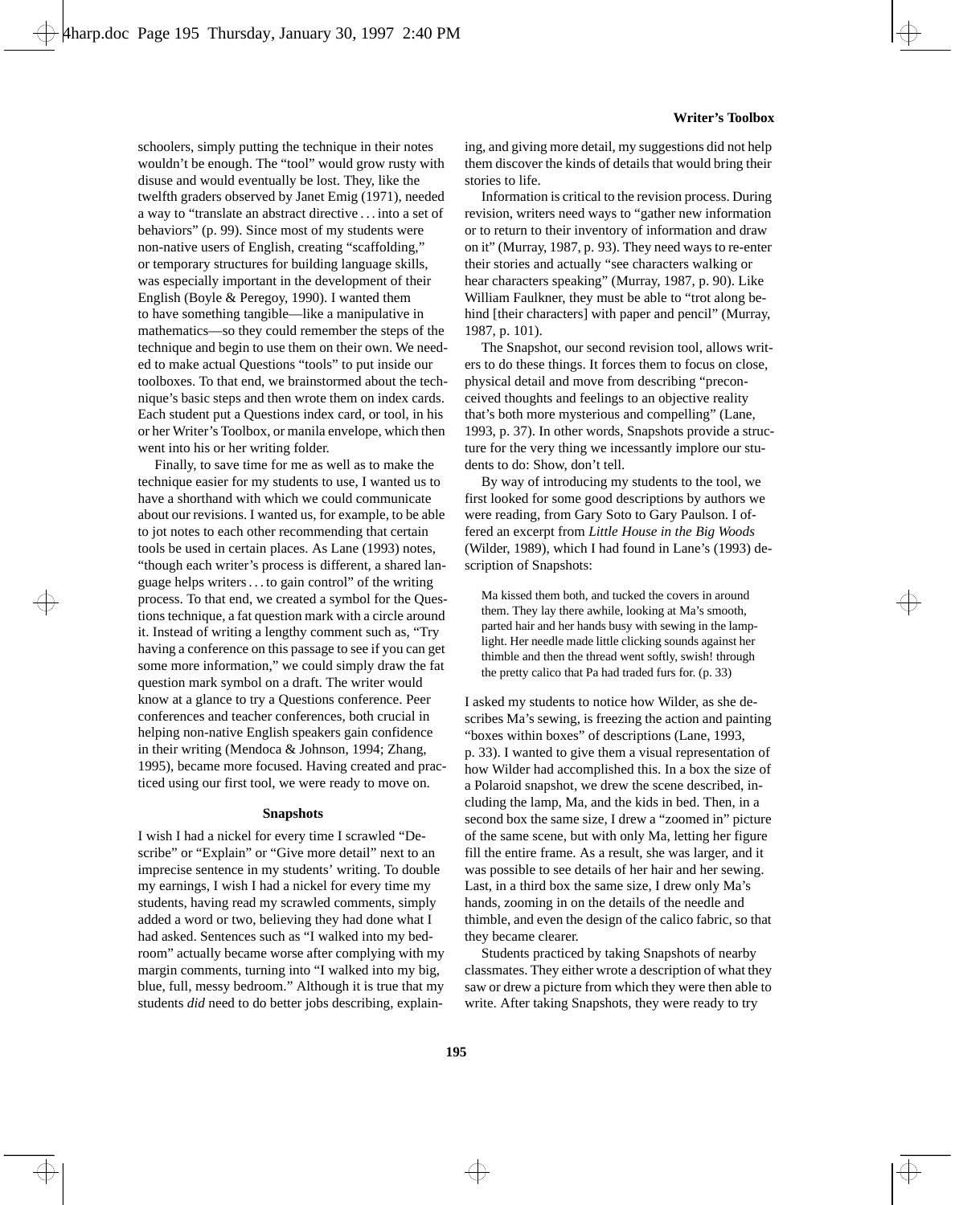schoolers, simply putting the technique in their notes wouldn't be enough. The "tool" would grow rusty with disuse and would eventually be lost. They, like the twelfth graders observed by Janet Emig (1971), needed a way to "translate an abstract directive . . . into a set of behaviors" (p. 99). Since most of my students were non-native users of English, creating "scaffolding," or temporary structures for building language skills, was especially important in the development of their English (Boyle & Peregoy, 1990). I wanted them to have something tangible—like a manipulative in mathematics—so they could remember the steps of the technique and begin to use them on their own. We needed to make actual Questions "tools" to put inside our toolboxes. To that end, we brainstormed about the technique's basic steps and then wrote them on index cards. Each student put a Questions index card, or tool, in his or her Writer's Toolbox, or manila envelope, which then went into his or her writing folder.

Finally, to save time for me as well as to make the technique easier for my students to use, I wanted us to have a shorthand with which we could communicate about our revisions. I wanted us, for example, to be able to jot notes to each other recommending that certain tools be used in certain places. As Lane (1993) notes, "though each writer's process is different, a shared language helps writers . . . to gain control" of the writing process. To that end, we created a symbol for the Questions technique, a fat question mark with a circle around it. Instead of writing a lengthy comment such as, "Try having a conference on this passage to see if you can get some more information," we could simply draw the fat question mark symbol on a draft. The writer would know at a glance to try a Questions conference. Peer conferences and teacher conferences, both crucial in helping non-native English speakers gain confidence in their writing (Mendoca & Johnson, 1994; Zhang, 1995), became more focused. Having created and practiced using our first tool, we were ready to move on.

### Snapshots

I wish I had a nickel for every time I scrawled "Describe" or "Explain" or "Give more detail" next to an imprecise sentence in my students' writing. To double my earnings, I wish I had a nickel for every time my students, having read my scrawled comments, simply added a word or two, believing they had done what I had asked. Sentences such as "I walked into my bedroom" actually became worse after complying with my margin comments, turning into "I walked into my big, blue, full, messy bedroom." Although it is true that my students *did* need to do better jobs describing, explaining, and giving more detail, my suggestions did not help them discover the kinds of details that would bring their stories to life.

Information is critical to the revision process. During revision, writers need ways to "gather new information or to return to their inventory of information and draw on it" (Murray, 1987, p. 93). They need ways to re-enter their stories and actually "see characters walking or hear characters speaking" (Murray, 1987, p. 90). Like William Faulkner, they must be able to "trot along behind [their characters] with paper and pencil" (Murray, 1987, p. 101).

The Snapshot, our second revision tool, allows writers to do these things. It forces them to focus on close, physical detail and move from describing "preconceived thoughts and feelings to an objective reality that's both more mysterious and compelling" (Lane, 1993, p. 37). In other words, Snapshots provide a structure for the very thing we incessantly implore our students to do: Show, don't tell.

By way of introducing my students to the tool, we first looked for some good descriptions by authors we were reading, from Gary Soto to Gary Paulson. I offered an excerpt from *Little House in the Big Woods* (Wilder, 1989), which I had found in Lane's (1993) description of Snapshots:

> Ma kissed them both, and tucked the covers in around them. They lay there awhile, looking at Ma's smooth, parted hair and her hands busy with sewing in the lamplight. Her needle made little clicking sounds against her thimble and then the thread went softly, swish! through the pretty calico that Pa had traded furs for. (p. 33)

I asked my students to notice how Wilder, as she describes Ma's sewing, is freezing the action and painting "boxes within boxes" of descriptions (Lane, 1993, p. 33). I wanted to give them a visual representation of how Wilder had accomplished this. In a box the size of a Polaroid snapshot, we drew the scene described, including the lamp, Ma, and the kids in bed. Then, in a second box the same size, I drew a "zoomed in" picture of the same scene, but with only Ma, letting her figure fill the entire frame. As a result, she was larger, and it was possible to see details of her hair and her sewing. Last, in a third box the same size, I drew only Ma's hands, zooming in on the details of the needle and thimble, and even the design of the calico fabric, so that they became clearer.

Students practiced by taking Snapshots of nearby classmates. They either wrote a description of what they saw or drew a picture from which they were then able to write. After taking Snapshots, they were ready to try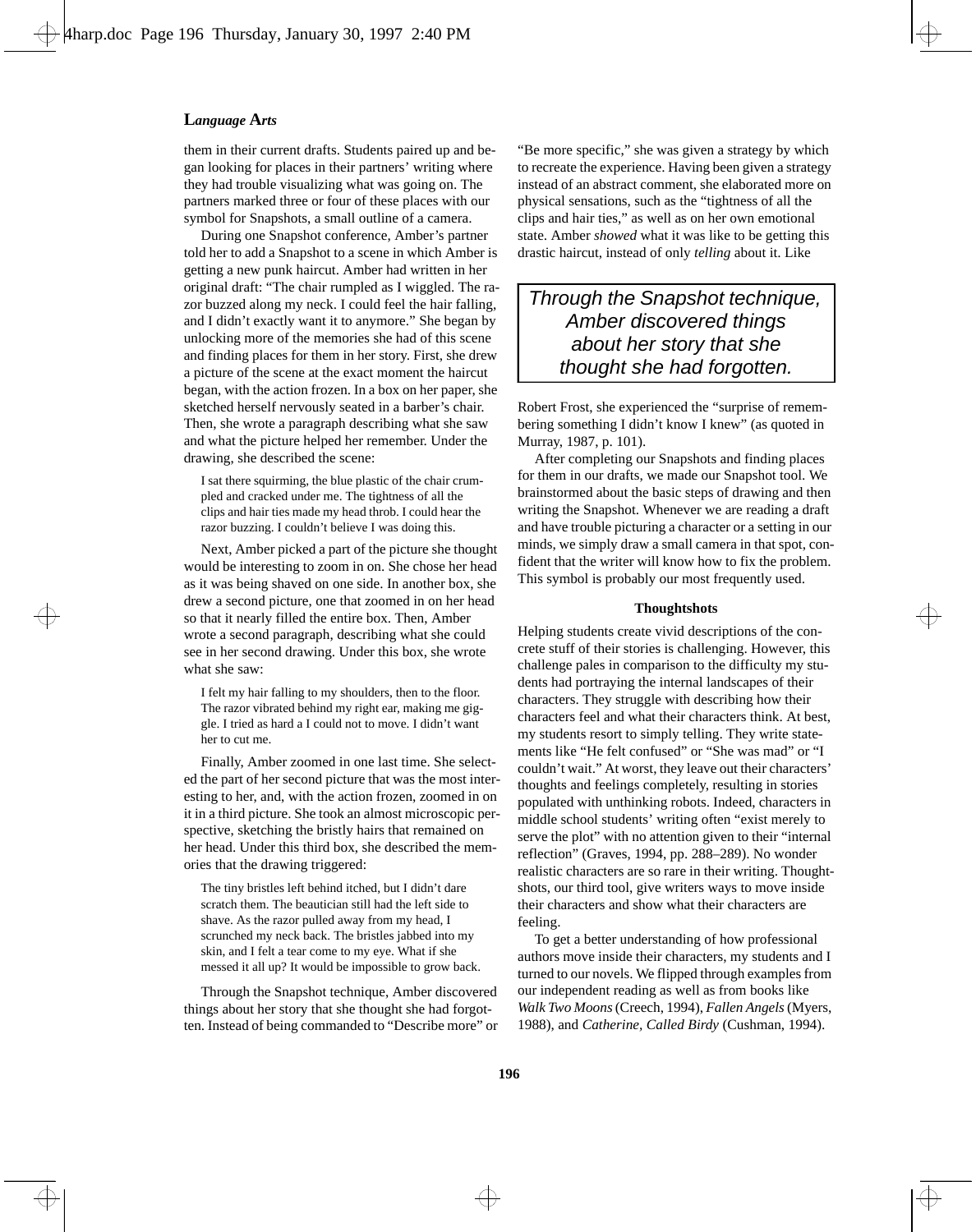them in their current drafts. Students paired up and began looking for places in their partners' writing where they had trouble visualizing what was going on. The partners marked three or four of these places with our symbol for Snapshots, a small outline of a camera.

During one Snapshot conference, Amber's partner told her to add a Snapshot to a scene in which Amber is getting a new punk haircut. Amber had written in her original draft: "The chair rumpled as I wiggled. The razor buzzed along my neck. I could feel the hair falling, and I didn't exactly want it to anymore." She began by unlocking more of the memories she had of this scene and finding places for them in her story. First, she drew a picture of the scene at the exact moment the haircut began, with the action frozen. In a box on her paper, she sketched herself nervously seated in a barber's chair. Then, she wrote a paragraph describing what she saw and what the picture helped her remember. Under the drawing, she described the scene:

> I sat there squirming, the blue plastic of the chair crumpled and cracked under me. The tightness of all the clips and hair ties made my head throb. I could hear the razor buzzing. I couldn't believe I was doing this.

Next, Amber picked a part of the picture she thought would be interesting to zoom in on. She chose her head as it was being shaved on one side. In another box, she drew a second picture, one that zoomed in on her head so that it nearly filled the entire box. Then, Amber wrote a second paragraph, describing what she could see in her second drawing. Under this box, she wrote what she saw:

> I felt my hair falling to my shoulders, then to the floor. The razor vibrated behind my right ear, making me giggle. I tried as hard a I could not to move. I didn't want her to cut me.

Finally, Amber zoomed in one last time. She selected the part of her second picture that was the most interesting to her, and, with the action frozen, zoomed in on it in a third picture. She took an almost microscopic perspective, sketching the bristly hairs that remained on her head. Under this third box, she described the memories that the drawing triggered:

> The tiny bristles left behind itched, but I didn't dare scratch them. The beautician still had the left side to shave. As the razor pulled away from my head, I scrunched my neck back. The bristles jabbed into my skin, and I felt a tear come to my eye. What if she messed it all up? It would be impossible to grow back.

Through the Snapshot technique, Amber discovered things about her story that she thought she had forgotten. Instead of being commanded to "Describe more" or "Be more specific," she was given a strategy by which to recreate the experience. Having been given a strategy instead of an abstract comment, she elaborated more on physical sensations, such as the "tightness of all the clips and hair ties," as well as on her own emotional state. Amber *showed* what it was like to be getting this drastic haircut, instead of only *telling* about it. Like Robert Frost, she experienced the "surprise of remembering something I didn't know I knew" (as quoted in Murray, 1987, p. 101).

> *Through the Snapshot technique, Amber discovered things about her story that she thought she had forgotten.*

After completing our Snapshots and finding places for them in our drafts, we made our Snapshot tool. We brainstormed about the basic steps of drawing and then writing the Snapshot. Whenever we are reading a draft and have trouble picturing a character or a setting in our minds, we simply draw a small camera in that spot, confident that the writer will know how to fix the problem. This symbol is probably our most frequently used.

### Thoughtshots

Helping students create vivid descriptions of the concrete stuff of their stories is challenging. However, this challenge pales in comparison to the difficulty my students had portraying the internal landscapes of their characters. They struggle with describing how their characters feel and what their characters think. At best, my students resort to simply telling. They write statements like "He felt confused" or "She was mad" or "I couldn't wait." At worst, they leave out their characters' thoughts and feelings completely, resulting in stories populated with unthinking robots. Indeed, characters in middle school students' writing often "exist merely to serve the plot" with no attention given to their "internal reflection" (Graves, 1994, pp. 288–289). No wonder realistic characters are so rare in their writing. Thoughtshots, our third tool, give writers ways to move inside their characters and show what their characters are feeling.

To get a better understanding of how professional authors move inside their characters, my students and I turned to our novels. We flipped through examples from our independent reading as well as from books like *Walk Two Moons* (Creech, 1994), *Fallen Angels* (Myers, 1988), and *Catherine, Called Birdy* (Cushman, 1994).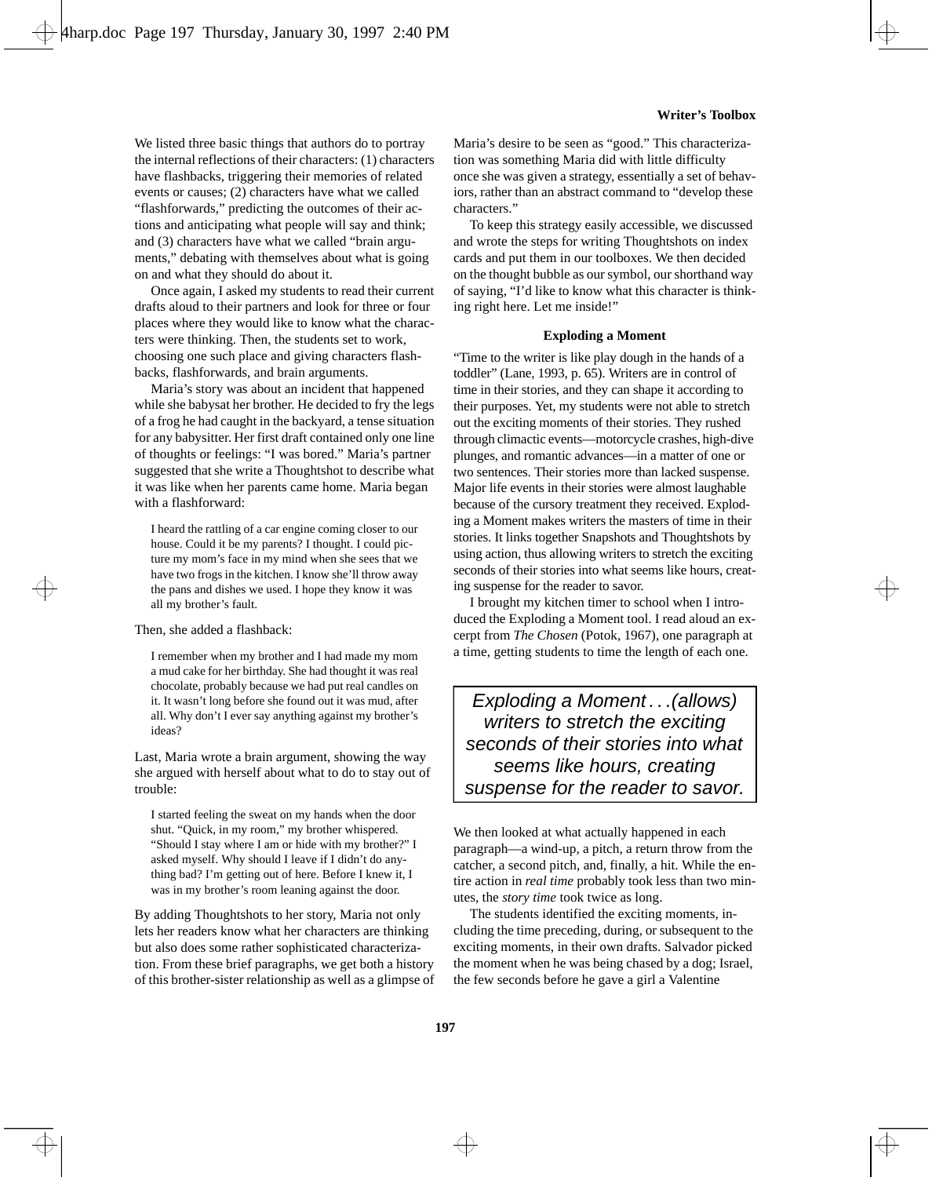We listed three basic things that authors do to portray the internal reflections of their characters: (1) characters have flashbacks, triggering their memories of related events or causes; (2) characters have what we called "flashforwards," predicting the outcomes of their actions and anticipating what people will say and think; and (3) characters have what we called "brain arguments," debating with themselves about what is going on and what they should do about it.

Once again, I asked my students to read their current drafts aloud to their partners and look for three or four places where they would like to know what the characters were thinking. Then, the students set to work, choosing one such place and giving characters flashbacks, flashforwards, and brain arguments.

Maria's story was about an incident that happened while she babysat her brother. He decided to fry the legs of a frog he had caught in the backyard, a tense situation for any babysitter. Her first draft contained only one line of thoughts or feelings: "I was bored." Maria's partner suggested that she write a Thoughtshot to describe what it was like when her parents came home. Maria began with a flashforward:

> I heard the rattling of a car engine coming closer to our house. Could it be my parents? I thought. I could picture my mom's face in my mind when she sees that we have two frogs in the kitchen. I know she'll throw away the pans and dishes we used. I hope they know it was all my brother's fault.

Then, she added a flashback:

> I remember when my brother and I had made my mom a mud cake for her birthday. She had thought it was real chocolate, probably because we had put real candles on it. It wasn't long before she found out it was mud, after all. Why don't I ever say anything against my brother's ideas?

Last, Maria wrote a brain argument, showing the way she argued with herself about what to do to stay out of trouble:

> I started feeling the sweat on my hands when the door shut. "Quick, in my room," my brother whispered. "Should I stay where I am or hide with my brother?" I asked myself. Why should I leave if I didn't do anything bad? I'm getting out of here. Before I knew it, I was in my brother's room leaning against the door.

By adding Thoughtshots to her story, Maria not only lets her readers know what her characters are thinking but also does some rather sophisticated characterization. From these brief paragraphs, we get both a history of this brother-sister relationship as well as a glimpse of Maria's desire to be seen as "good." This characterization was something Maria did with little difficulty once she was given a strategy, essentially a set of behaviors, rather than an abstract command to "develop these characters."

To keep this strategy easily accessible, we discussed and wrote the steps for writing Thoughtshots on index cards and put them in our toolboxes. We then decided on the thought bubble as our symbol, our shorthand way of saying, "I'd like to know what this character is thinking right here. Let me inside!"

### Exploding a Moment

"Time to the writer is like play dough in the hands of a toddler" (Lane, 1993, p. 65). Writers are in control of time in their stories, and they can shape it according to their purposes. Yet, my students were not able to stretch out the exciting moments of their stories. They rushed through climactic events—motorcycle crashes, high-dive plunges, and romantic advances—in a matter of one or two sentences. Their stories more than lacked suspense. Major life events in their stories were almost laughable because of the cursory treatment they received. Exploding a Moment makes writers the masters of time in their stories. It links together Snapshots and Thoughtshots by using action, thus allowing writers to stretch the exciting seconds of their stories into what seems like hours, creating suspense for the reader to savor.

I brought my kitchen timer to school when I introduced the Exploding a Moment tool. I read aloud an excerpt from *The Chosen* (Potok, 1967), one paragraph at a time, getting students to time the length of each one.

> *Exploding a Moment . . . (allows) writers to stretch the exciting seconds of their stories into what seems like hours, creating suspense for the reader to savor.*

We then looked at what actually happened in each paragraph—a wind-up, a pitch, a return throw from the catcher, a second pitch, and, finally, a hit. While the entire action in *real time* probably took less than two minutes, the *story time* took twice as long.

The students identified the exciting moments, including the time preceding, during, or subsequent to the exciting moments, in their own drafts. Salvador picked the moment when he was being chased by a dog; Israel, the few seconds before he gave a girl a Valentine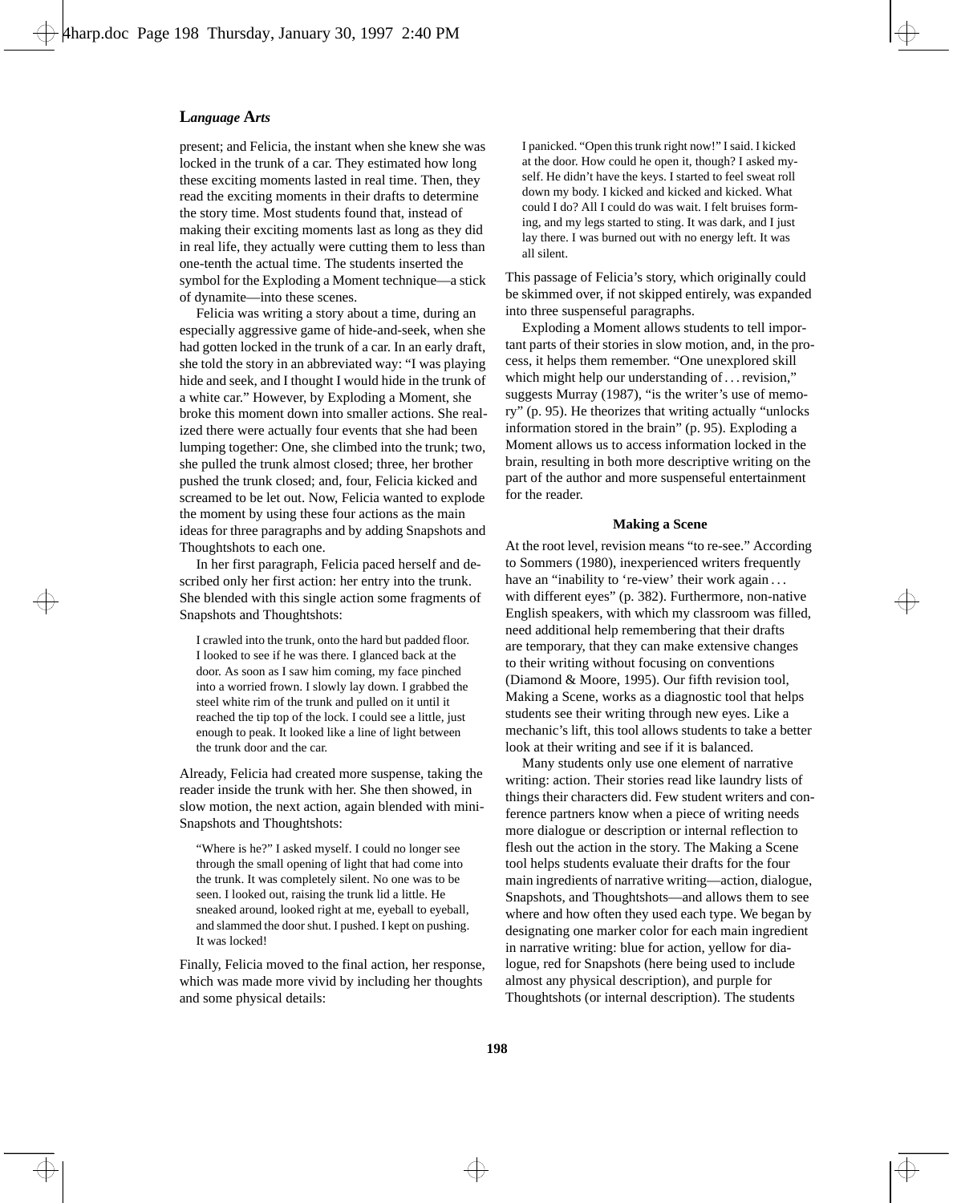present; and Felicia, the instant when she knew she was locked in the trunk of a car. They estimated how long these exciting moments lasted in real time. Then, they read the exciting moments in their drafts to determine the story time. Most students found that, instead of making their exciting moments last as long as they did in real life, they actually were cutting them to less than one-tenth the actual time. The students inserted the symbol for the Exploding a Moment technique—a stick of dynamite—into these scenes.

Felicia was writing a story about a time, during an especially aggressive game of hide-and-seek, when she had gotten locked in the trunk of a car. In an early draft, she told the story in an abbreviated way: "I was playing hide and seek, and I thought I would hide in the trunk of a white car." However, by Exploding a Moment, she broke this moment down into smaller actions. She realized there were actually four events that she had been lumping together: One, she climbed into the trunk; two, she pulled the trunk almost closed; three, her brother pushed the trunk closed; and, four, Felicia kicked and screamed to be let out. Now, Felicia wanted to explode the moment by using these four actions as the main ideas for three paragraphs and by adding Snapshots and Thoughtshots to each one.

In her first paragraph, Felicia paced herself and described only her first action: her entry into the trunk. She blended with this single action some fragments of Snapshots and Thoughtshots:

> I crawled into the trunk, onto the hard but padded floor. I looked to see if he was there. I glanced back at the door. As soon as I saw him coming, my face pinched into a worried frown. I slowly lay down. I grabbed the steel white rim of the trunk and pulled on it until it reached the tip top of the lock. I could see a little, just enough to peak. It looked like a line of light between the trunk door and the car.

Already, Felicia had created more suspense, taking the reader inside the trunk with her. She then showed, in slow motion, the next action, again blended with mini-Snapshots and Thoughtshots:

> "Where is he?" I asked myself. I could no longer see through the small opening of light that had come into the trunk. It was completely silent. No one was to be seen. I looked out, raising the trunk lid a little. He sneaked around, looked right at me, eyeball to eyeball, and slammed the door shut. I pushed. I kept on pushing. It was locked!

Finally, Felicia moved to the final action, her response, which was made more vivid by including her thoughts and some physical details:

> I panicked. "Open this trunk right now!" I said. I kicked at the door. How could he open it, though? I asked myself. He didn't have the keys. I started to feel sweat roll down my body. I kicked and kicked and kicked. What could I do? All I could do was wait. I felt bruises forming, and my legs started to sting. It was dark, and I just lay there. I was burned out with no energy left. It was all silent.

This passage of Felicia's story, which originally could be skimmed over, if not skipped entirely, was expanded into three suspenseful paragraphs.

Exploding a Moment allows students to tell important parts of their stories in slow motion, and, in the process, it helps them remember. "One unexplored skill which might help our understanding of . . . revision," suggests Murray (1987), "is the writer's use of memory" (p. 95). He theorizes that writing actually "unlocks information stored in the brain" (p. 95). Exploding a Moment allows us to access information locked in the brain, resulting in both more descriptive writing on the part of the author and more suspenseful entertainment for the reader.

### Making a Scene

At the root level, revision means "to re-see." According to Sommers (1980), inexperienced writers frequently have an "inability to 're-view' their work again . . . with different eyes" (p. 382). Furthermore, non-native English speakers, with which my classroom was filled, need additional help remembering that their drafts are temporary, that they can make extensive changes to their writing without focusing on conventions (Diamond & Moore, 1995). Our fifth revision tool, Making a Scene, works as a diagnostic tool that helps students see their writing through new eyes. Like a mechanic's lift, this tool allows students to take a better look at their writing and see if it is balanced.

Many students only use one element of narrative writing: action. Their stories read like laundry lists of things their characters did. Few student writers and conference partners know when a piece of writing needs more dialogue or description or internal reflection to flesh out the action in the story. The Making a Scene tool helps students evaluate their drafts for the four main ingredients of narrative writing—action, dialogue, Snapshots, and Thoughtshots—and allows them to see where and how often they used each type. We began by designating one marker color for each main ingredient in narrative writing: blue for action, yellow for dialogue, red for Snapshots (here being used to include almost any physical description), and purple for Thoughtshots (or internal description). The students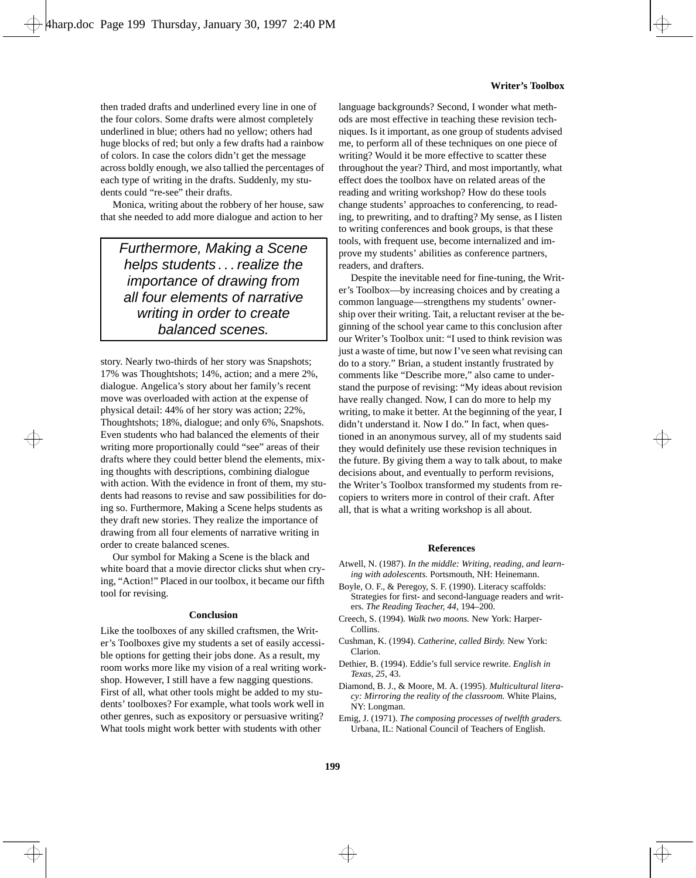then traded drafts and underlined every line in one of the four colors. Some drafts were almost completely underlined in blue; others had no yellow; others had huge blocks of red; but only a few drafts had a rainbow of colors. In case the colors didn't get the message across boldly enough, we also tallied the percentages of each type of writing in the drafts. Suddenly, my students could "re-see" their drafts.

Monica, writing about the robbery of her house, saw that she needed to add more dialogue and action to her story. Nearly two-thirds of her story was Snapshots; 17% was Thoughtshots; 14%, action; and a mere 2%, dialogue. Angelica's story about her family's recent move was overloaded with action at the expense of physical detail: 44% of her story was action; 22%, Thoughtshots; 18%, dialogue; and only 6%, Snapshots. Even students who had balanced the elements of their writing more proportionally could "see" areas of their drafts where they could better blend the elements, mixing thoughts with descriptions, combining dialogue with action. With the evidence in front of them, my students had reasons to revise and saw possibilities for doing so. Furthermore, Making a Scene helps students as they draft new stories. They realize the importance of drawing from all four elements of narrative writing in order to create balanced scenes.

> *Furthermore, Making a Scene helps students . . . realize the importance of drawing from all four elements of narrative writing in order to create balanced scenes.*

Our symbol for Making a Scene is the black and white board that a movie director clicks shut when crying, "Action!" Placed in our toolbox, it became our fifth tool for revising.

### Conclusion

Like the toolboxes of any skilled craftsmen, the Writer's Toolboxes give my students a set of easily accessible options for getting their jobs done. As a result, my room works more like my vision of a real writing workshop. However, I still have a few nagging questions. First of all, what other tools might be added to my students' toolboxes? For example, what tools work well in other genres, such as expository or persuasive writing? What tools might work better with students with other language backgrounds? Second, I wonder what methods are most effective in teaching these revision techniques. Is it important, as one group of students advised me, to perform all of these techniques on one piece of writing? Would it be more effective to scatter these throughout the year? Third, and most importantly, what effect does the toolbox have on related areas of the reading and writing workshop? How do these tools change students' approaches to conferencing, to reading, to prewriting, and to drafting? My sense, as I listen to writing conferences and book groups, is that these tools, with frequent use, become internalized and improve my students' abilities as conference partners, readers, and drafters.

Despite the inevitable need for fine-tuning, the Writer's Toolbox—by increasing choices and by creating a common language—strengthens my students' ownership over their writing. Tait, a reluctant reviser at the beginning of the school year came to this conclusion after our Writer's Toolbox unit: "I used to think revision was just a waste of time, but now I've seen what revising can do to a story." Brian, a student instantly frustrated by comments like "Describe more," also came to understand the purpose of revising: "My ideas about revision have really changed. Now, I can do more to help my writing, to make it better. At the beginning of the year, I didn't understand it. Now I do." In fact, when questioned in an anonymous survey, all of my students said they would definitely use these revision techniques in the future. By giving them a way to talk about, to make decisions about, and eventually to perform revisions, the Writer's Toolbox transformed my students from recopiers to writers more in control of their craft. After all, that is what a writing workshop is all about.

### References

Atwell, N. (1987). *In the middle: Writing, reading, and learning with adolescents.* Portsmouth, NH: Heinemann.

Boyle, O. F., & Peregoy, S. F. (1990). Literacy scaffolds: Strategies for first- and second-language readers and writers. *The Reading Teacher, 44,* 194–200.

Creech, S. (1994). *Walk two moons.* New York: HarperCollins.

Cushman, K. (1994). *Catherine, called Birdy.* New York: Clarion.

Dethier, B. (1994). Eddie's full service rewrite. *English in Texas, 25,* 43.

Diamond, B. J., & Moore, M. A. (1995). *Multicultural literacy: Mirroring the reality of the classroom.* White Plains, NY: Longman.

Emig, J. (1971). *The composing processes of twelfth graders.* Urbana, IL: National Council of Teachers of English.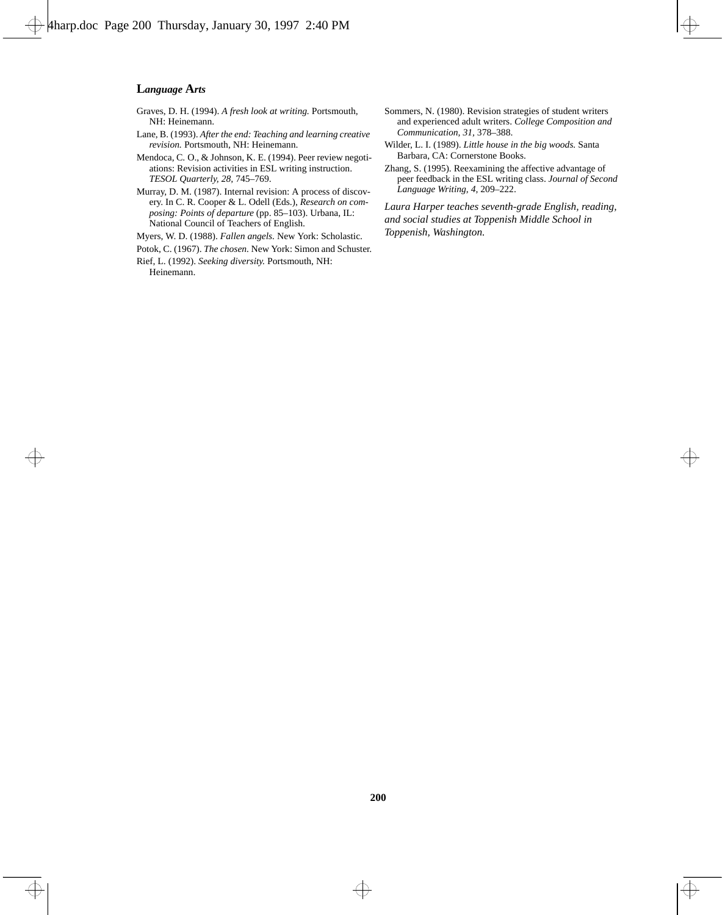Graves, D. H. (1994). *A fresh look at writing.* Portsmouth, NH: Heinemann.

Lane, B. (1993). *After the end: Teaching and learning creative revision.* Portsmouth, NH: Heinemann.

Mendoca, C. O., & Johnson, K. E. (1994). Peer review negotiations: Revision activities in ESL writing instruction. *TESOL Quarterly, 28,* 745–769.

Murray, D. M. (1987). Internal revision: A process of discovery. In C. R. Cooper & L. Odell (Eds.), *Research on composing: Points of departure* (pp. 85–103). Urbana, IL: National Council of Teachers of English.

Myers, W. D. (1988). *Fallen angels.* New York: Scholastic.

Potok, C. (1967). *The chosen.* New York: Simon and Schuster.

Rief, L. (1992). *Seeking diversity.* Portsmouth, NH: Heinemann.

Sommers, N. (1980). Revision strategies of student writers and experienced adult writers. *College Composition and Communication, 31,* 378–388.

Wilder, L. I. (1989). *Little house in the big woods.* Santa Barbara, CA: Cornerstone Books.

Zhang, S. (1995). Reexamining the affective advantage of peer feedback in the ESL writing class. *Journal of Second Language Writing, 4,* 209–222.

*Laura Harper teaches seventh-grade English, reading, and social studies at Toppenish Middle School in Toppenish, Washington.*